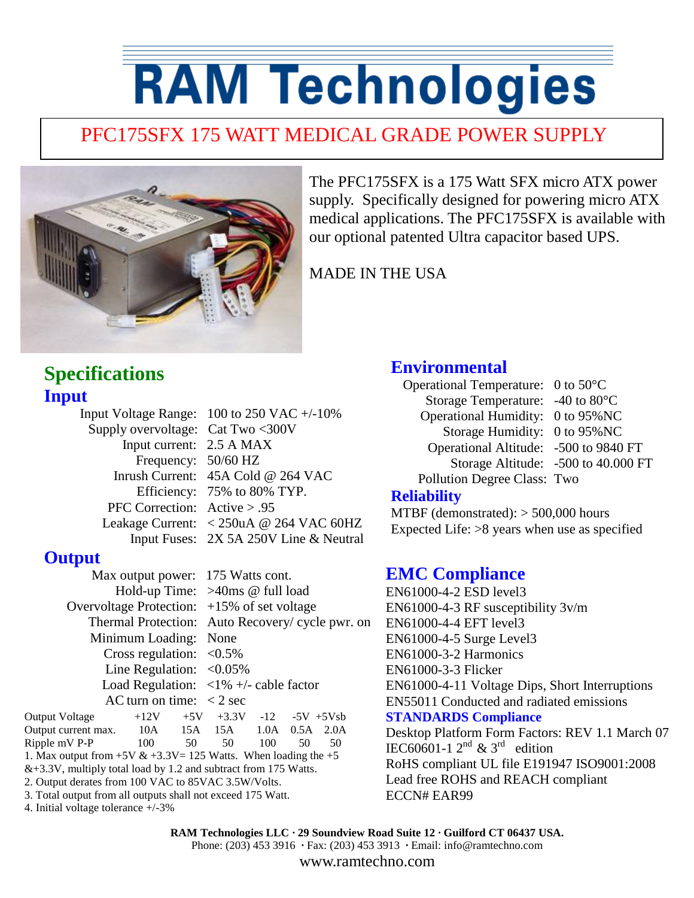# RAM Technologies

## PFC175SFX 175 WATT MEDICAL GRADE POWER SUPPLY

The PFC175SFX is a 175 Watt SFX micro ATX power supply. Specifically designed for powering micro ATX medical applications. The PFC175SFX is available with our optional patented Ultra capacitor based UPS.

MADE IN THE USA

## Specifications

### Input

| | |
|---|---|
| Input Voltage Range: | 100 to 250 VAC +/-10% |
| Supply overvoltage: | Cat Two <300V |
| Input current: | 2.5 A MAX |
| Frequency: | 50/60 HZ |
| Inrush Current: | 45A Cold @ 264 VAC |
| Efficiency: | 75% to 80% TYP. |
| PFC Correction: | Active > .95 |
| Leakage Current: | < 250uA @ 264 VAC 60HZ |
| Input Fuses: | 2X 5A 250V Line & Neutral |

### Output

| | |
|---|---|
| Max output power: | 175 Watts cont. |
| Hold-up Time: | >40ms @ full load |
| Overvoltage Protection: | +15% of set voltage |
| Thermal Protection: | Auto Recovery/ cycle pwr. on |
| Minimum Loading: | None |
| Cross regulation: | <0.5% |
| Line Regulation: | <0.05% |
| Load Regulation: | <1% +/- cable factor |
| AC turn on time: | < 2 sec |

| Output Voltage | +12V | +5V | +3.3V | -12 | -5V | +5Vsb |
|---|---|---|---|---|---|---|
| Output current max. | 10A | 15A | 15A | 1.0A | 0.5A | 2.0A |
| Ripple mV P-P | 100 | 50 | 50 | 100 | 50 | 50 |

1. Max output from +5V & +3.3V= 125 Watts. When loading the +5 &+3.3V, multiply total load by 1.2 and subtract from 175 Watts.
2. Output derates from 100 VAC to 85VAC 3.5W/Volts.
3. Total output from all outputs shall not exceed 175 Watt.
4. Initial voltage tolerance +/-3%

## Environmental

| | |
|---|---|
| Operational Temperature: | 0 to 50°C |
| Storage Temperature: | -40 to 80°C |
| Operational Humidity: | 0 to 95%NC |
| Storage Humidity: | 0 to 95%NC |
| Operational Altitude: | -500 to 9840 FT |
| Storage Altitude: | -500 to 40.000 FT |
| Pollution Degree Class: | Two |

### Reliability

MTBF (demonstrated): > 500,000 hours
Expected Life: >8 years when use as specified

## EMC Compliance

EN61000-4-2 ESD level3
EN61000-4-3 RF susceptibility 3v/m
EN61000-4-4 EFT level3
EN61000-4-5 Surge Level3
EN61000-3-2 Harmonics
EN61000-3-3 Flicker
EN61000-4-11 Voltage Dips, Short Interruptions
EN55011 Conducted and radiated emissions

### STANDARDS Compliance

Desktop Platform Form Factors: REV 1.1 March 07
IEC60601-1 2nd & 3rd edition
RoHS compliant UL file E191947 ISO9001:2008
Lead free ROHS and REACH compliant
ECCN# EAR99

**RAM Technologies LLC · 29 Soundview Road Suite 12 · Guilford CT 06437 USA.**
Phone: (203) 453 3916 · Fax: (203) 453 3913 · Email: info@ramtechno.com
www.ramtechno.com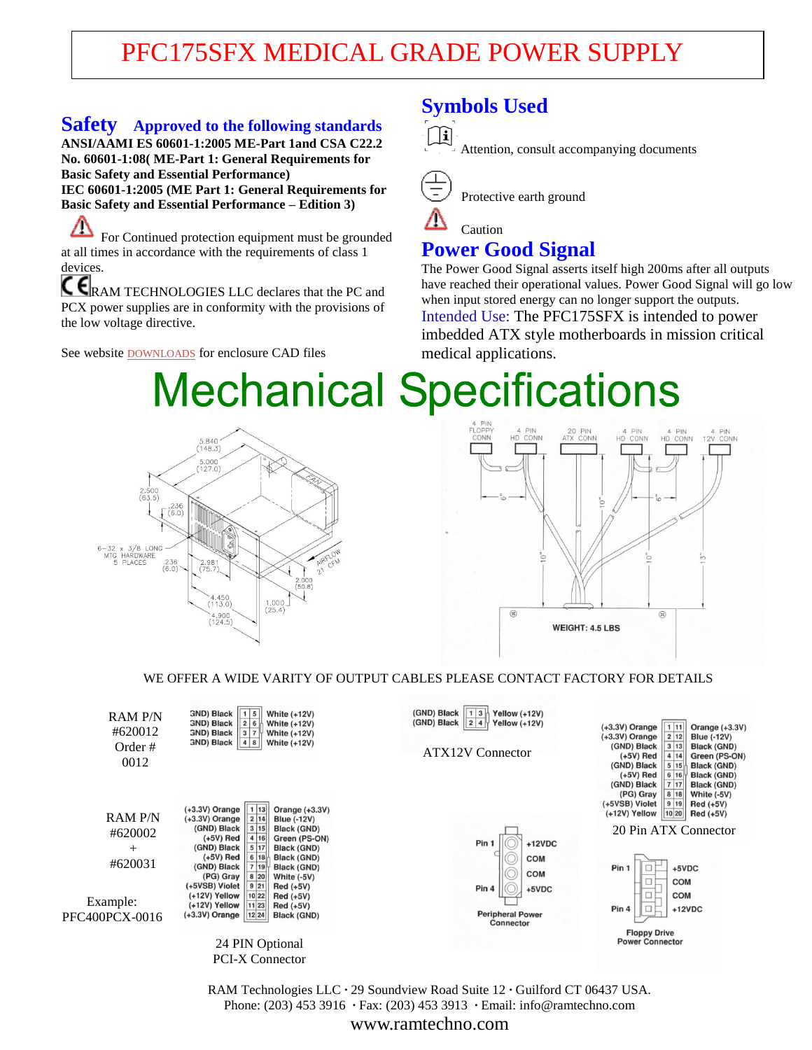# PFC175SFX MEDICAL GRADE POWER SUPPLY

## Safety — Approved to the following standards

**ANSI/AAMI ES 60601-1:2005 ME-Part 1and CSA C22.2 No. 60601-1:08( ME-Part 1: General Requirements for Basic Safety and Essential Performance)**
**IEC 60601-1:2005 (ME Part 1: General Requirements for Basic Safety and Essential Performance – Edition 3)**

For Continued protection equipment must be grounded at all times in accordance with the requirements of class 1 devices.

CE RAM TECHNOLOGIES LLC declares that the PC and PCX power supplies are in conformity with the provisions of the low voltage directive.

See website DOWNLOADS for enclosure CAD files

## Symbols Used

Attention, consult accompanying documents

Protective earth ground

Caution

## Power Good Signal

The Power Good Signal asserts itself high 200ms after all outputs have reached their operational values. Power Good Signal will go low when input stored energy can no longer support the outputs.

Intended Use: The PFC175SFX is intended to power imbedded ATX style motherboards in mission critical medical applications.

# Mechanical Specifications

5.840 (148.3)
5.000 (127.0)
2.500 (63.5)
.236 (6.0)
6–32 x 3/8 LONG MTG HARDWARE 5 PLACES
.236 (6.0)
2.981 (75.7)
FAN
AIRFLOW 21 CFM
2.000 (50.8)
4.450 (113.0)
1.000 (25.4)
4.900 (124.5)

4 PIN FLOPPY CONN
4 PIN HD CONN
20 PIN ATX CONN
4 PIN HD CONN
4 PIN HD CONN
4 PIN 12V CONN
6"
10"
6"
10"
10"
13"
WEIGHT: 4.5 LBS

WE OFFER A WIDE VARITY OF OUTPUT CABLES PLEASE CONTACT FACTORY FOR DETAILS

RAM P/N #620012 Order # 0012

| | | | |
|---|---|---|---|
| (GND) Black | 1 | 5 | White (+12V) |
| (GND) Black | 2 | 6 | White (+12V) |
| (GND) Black | 3 | 7 | White (+12V) |
| (GND) Black | 4 | 8 | White (+12V) |

ATX12V Connector

| | | | |
|---|---|---|---|
| (GND) Black | 1 | 3 | Yellow (+12V) |
| (GND) Black | 2 | 4 | Yellow (+12V) |

20 Pin ATX Connector

| | | | |
|---|---|---|---|
| (+3.3V) Orange | 1 | 11 | Orange (+3.3V) |
| (+3.3V) Orange | 2 | 12 | Blue (-12V) |
| (GND) Black | 3 | 13 | Black (GND) |
| (+5V) Red | 4 | 14 | Green (PS-ON) |
| (GND) Black | 5 | 15 | Black (GND) |
| (+5V) Red | 6 | 16 | Black (GND) |
| (GND) Black | 7 | 17 | Black (GND) |
| (PG) Gray | 8 | 18 | White (-5V) |
| (+5VSB) Violet | 9 | 19 | Red (+5V) |
| (+12V) Yellow | 10 | 20 | Red (+5V) |

RAM P/N #620002 + #620031

Example: PFC400PCX-0016

24 PIN Optional PCI-X Connector

| | | | |
|---|---|---|---|
| (+3.3V) Orange | 1 | 13 | Orange (+3.3V) |
| (+3.3V) Orange | 2 | 14 | Blue (-12V) |
| (GND) Black | 3 | 15 | Black (GND) |
| (+5V) Red | 4 | 16 | Green (PS-ON) |
| (GND) Black | 5 | 17 | Black (GND) |
| (+5V) Red | 6 | 18 | Black (GND) |
| (GND) Black | 7 | 19 | Black (GND) |
| (PG) Gray | 8 | 20 | White (-5V) |
| (+5VSB) Violet | 9 | 21 | Red (+5V) |
| (+12V) Yellow | 10 | 22 | Red (+5V) |
| (+12V) Yellow | 11 | 23 | Red (+5V) |
| (+3.3V) Orange | 12 | 24 | Black (GND) |

Peripheral Power Connector

| | |
|---|---|
| Pin 1 | +12VDC |
| | COM |
| | COM |
| Pin 4 | +5VDC |

Floppy Drive Power Connector

| | |
|---|---|
| Pin 1 | +5VDC |
| | COM |
| | COM |
| Pin 4 | +12VDC |

RAM Technologies LLC · 29 Soundview Road Suite 12 · Guilford CT 06437 USA.
Phone: (203) 453 3916 · Fax: (203) 453 3913 · Email: info@ramtechno.com
www.ramtechno.com